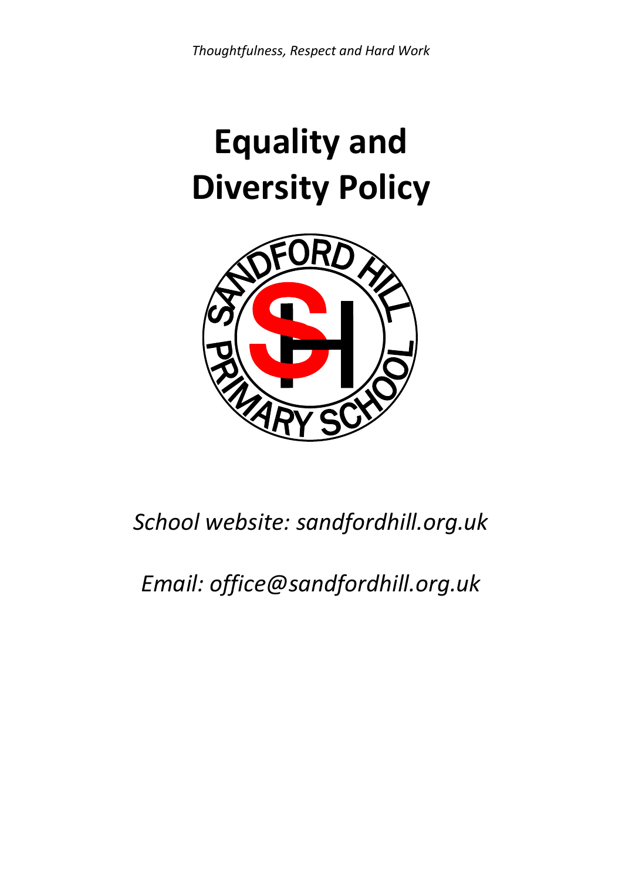*Thoughtfulness, Respect and Hard Work*

# Equality and Diversity Policy

*School website: sandfordhill.org.uk*

*Email: office@sandfordhill.org.uk*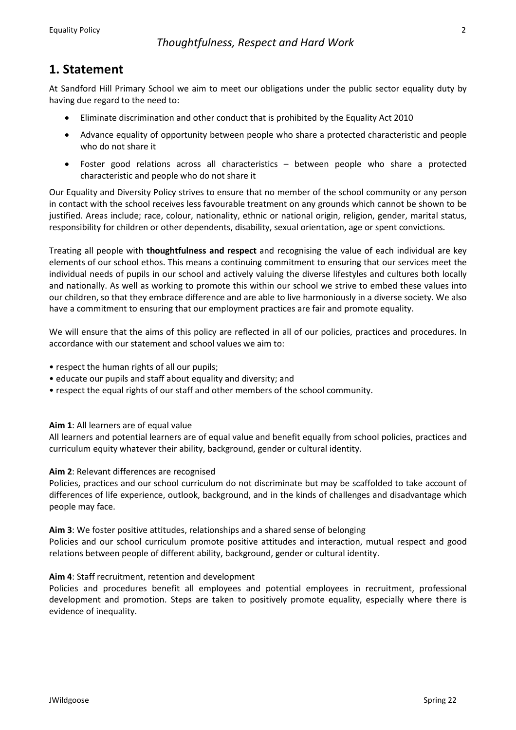*Thoughtfulness, Respect and Hard Work*

## 1. Statement

At Sandford Hill Primary School we aim to meet our obligations under the public sector equality duty by having due regard to the need to:

- Eliminate discrimination and other conduct that is prohibited by the Equality Act 2010
- Advance equality of opportunity between people who share a protected characteristic and people who do not share it
- Foster good relations across all characteristics – between people who share a protected characteristic and people who do not share it

Our Equality and Diversity Policy strives to ensure that no member of the school community or any person in contact with the school receives less favourable treatment on any grounds which cannot be shown to be justified. Areas include; race, colour, nationality, ethnic or national origin, religion, gender, marital status, responsibility for children or other dependents, disability, sexual orientation, age or spent convictions.

Treating all people with **thoughtfulness and respect** and recognising the value of each individual are key elements of our school ethos. This means a continuing commitment to ensuring that our services meet the individual needs of pupils in our school and actively valuing the diverse lifestyles and cultures both locally and nationally. As well as working to promote this within our school we strive to embed these values into our children, so that they embrace difference and are able to live harmoniously in a diverse society. We also have a commitment to ensuring that our employment practices are fair and promote equality.

We will ensure that the aims of this policy are reflected in all of our policies, practices and procedures. In accordance with our statement and school values we aim to:

- respect the human rights of all our pupils;
- educate our pupils and staff about equality and diversity; and
- respect the equal rights of our staff and other members of the school community.

**Aim 1**: All learners are of equal value
All learners and potential learners are of equal value and benefit equally from school policies, practices and curriculum equity whatever their ability, background, gender or cultural identity.

**Aim 2**: Relevant differences are recognised
Policies, practices and our school curriculum do not discriminate but may be scaffolded to take account of differences of life experience, outlook, background, and in the kinds of challenges and disadvantage which people may face.

**Aim 3**: We foster positive attitudes, relationships and a shared sense of belonging
Policies and our school curriculum promote positive attitudes and interaction, mutual respect and good relations between people of different ability, background, gender or cultural identity.

**Aim 4**: Staff recruitment, retention and development
Policies and procedures benefit all employees and potential employees in recruitment, professional development and promotion. Steps are taken to positively promote equality, especially where there is evidence of inequality.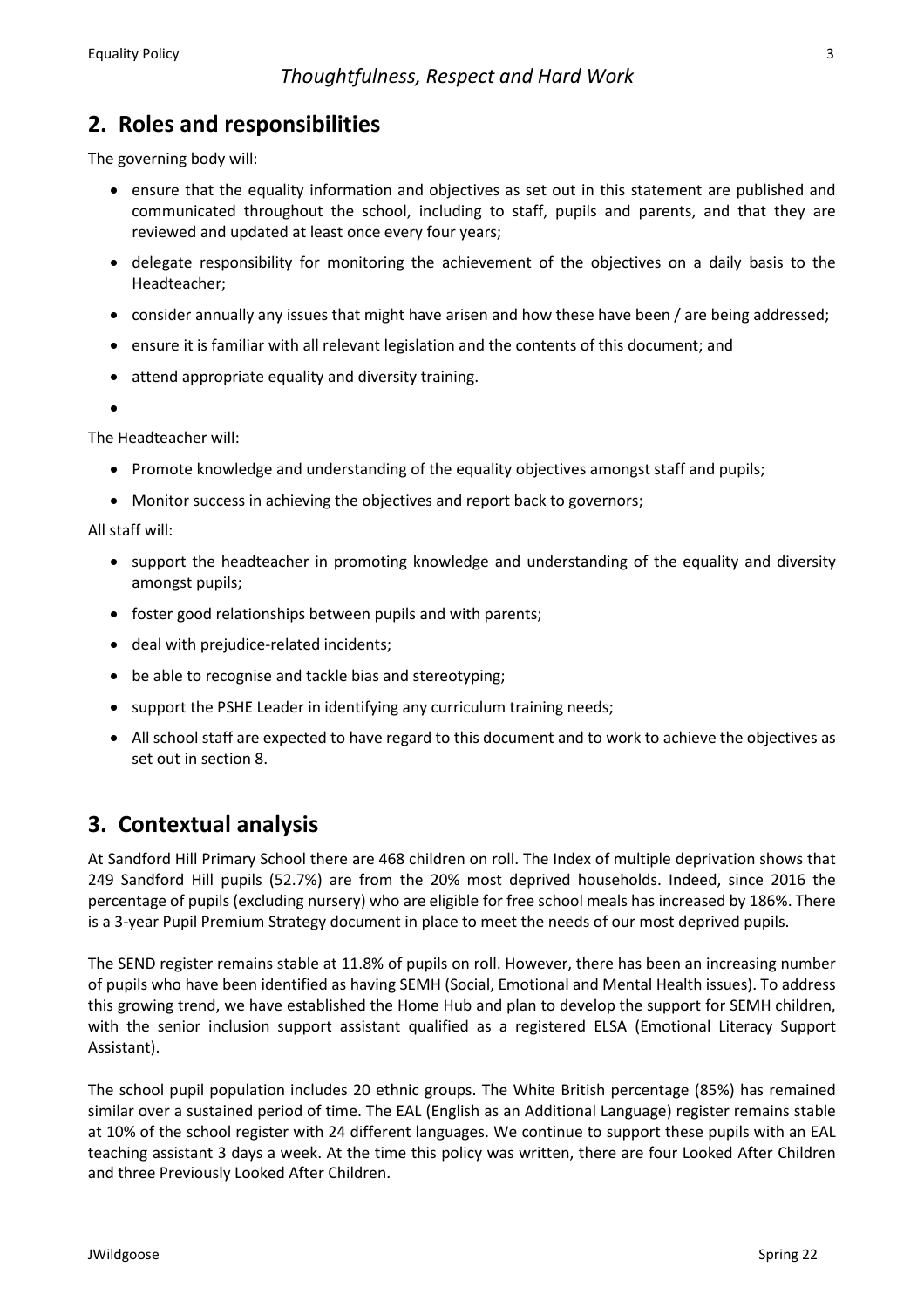*Thoughtfulness, Respect and Hard Work*

## 2. Roles and responsibilities

The governing body will:

- ensure that the equality information and objectives as set out in this statement are published and communicated throughout the school, including to staff, pupils and parents, and that they are reviewed and updated at least once every four years;
- delegate responsibility for monitoring the achievement of the objectives on a daily basis to the Headteacher;
- consider annually any issues that might have arisen and how these have been / are being addressed;
- ensure it is familiar with all relevant legislation and the contents of this document; and
- attend appropriate equality and diversity training.

The Headteacher will:

- Promote knowledge and understanding of the equality objectives amongst staff and pupils;
- Monitor success in achieving the objectives and report back to governors;

All staff will:

- support the headteacher in promoting knowledge and understanding of the equality and diversity amongst pupils;
- foster good relationships between pupils and with parents;
- deal with prejudice-related incidents;
- be able to recognise and tackle bias and stereotyping;
- support the PSHE Leader in identifying any curriculum training needs;
- All school staff are expected to have regard to this document and to work to achieve the objectives as set out in section 8.

## 3. Contextual analysis

At Sandford Hill Primary School there are 468 children on roll. The Index of multiple deprivation shows that 249 Sandford Hill pupils (52.7%) are from the 20% most deprived households. Indeed, since 2016 the percentage of pupils (excluding nursery) who are eligible for free school meals has increased by 186%. There is a 3-year Pupil Premium Strategy document in place to meet the needs of our most deprived pupils.

The SEND register remains stable at 11.8% of pupils on roll. However, there has been an increasing number of pupils who have been identified as having SEMH (Social, Emotional and Mental Health issues). To address this growing trend, we have established the Home Hub and plan to develop the support for SEMH children, with the senior inclusion support assistant qualified as a registered ELSA (Emotional Literacy Support Assistant).

The school pupil population includes 20 ethnic groups. The White British percentage (85%) has remained similar over a sustained period of time. The EAL (English as an Additional Language) register remains stable at 10% of the school register with 24 different languages. We continue to support these pupils with an EAL teaching assistant 3 days a week. At the time this policy was written, there are four Looked After Children and three Previously Looked After Children.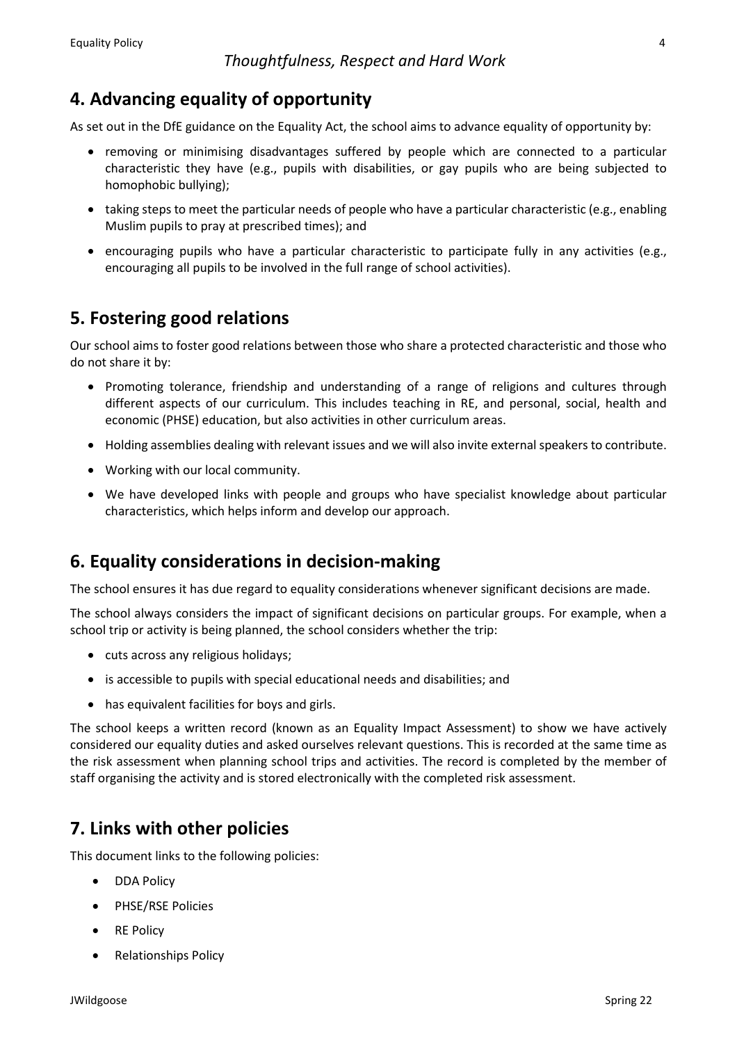## 4. Advancing equality of opportunity

As set out in the DfE guidance on the Equality Act, the school aims to advance equality of opportunity by:

- removing or minimising disadvantages suffered by people which are connected to a particular characteristic they have (e.g., pupils with disabilities, or gay pupils who are being subjected to homophobic bullying);
- taking steps to meet the particular needs of people who have a particular characteristic (e.g., enabling Muslim pupils to pray at prescribed times); and
- encouraging pupils who have a particular characteristic to participate fully in any activities (e.g., encouraging all pupils to be involved in the full range of school activities).

## 5. Fostering good relations

Our school aims to foster good relations between those who share a protected characteristic and those who do not share it by:

- Promoting tolerance, friendship and understanding of a range of religions and cultures through different aspects of our curriculum. This includes teaching in RE, and personal, social, health and economic (PHSE) education, but also activities in other curriculum areas.
- Holding assemblies dealing with relevant issues and we will also invite external speakers to contribute.
- Working with our local community.
- We have developed links with people and groups who have specialist knowledge about particular characteristics, which helps inform and develop our approach.

## 6. Equality considerations in decision-making

The school ensures it has due regard to equality considerations whenever significant decisions are made.

The school always considers the impact of significant decisions on particular groups. For example, when a school trip or activity is being planned, the school considers whether the trip:

- cuts across any religious holidays;
- is accessible to pupils with special educational needs and disabilities; and
- has equivalent facilities for boys and girls.

The school keeps a written record (known as an Equality Impact Assessment) to show we have actively considered our equality duties and asked ourselves relevant questions. This is recorded at the same time as the risk assessment when planning school trips and activities. The record is completed by the member of staff organising the activity and is stored electronically with the completed risk assessment.

## 7. Links with other policies

This document links to the following policies:

- DDA Policy
- PHSE/RSE Policies
- RE Policy
- Relationships Policy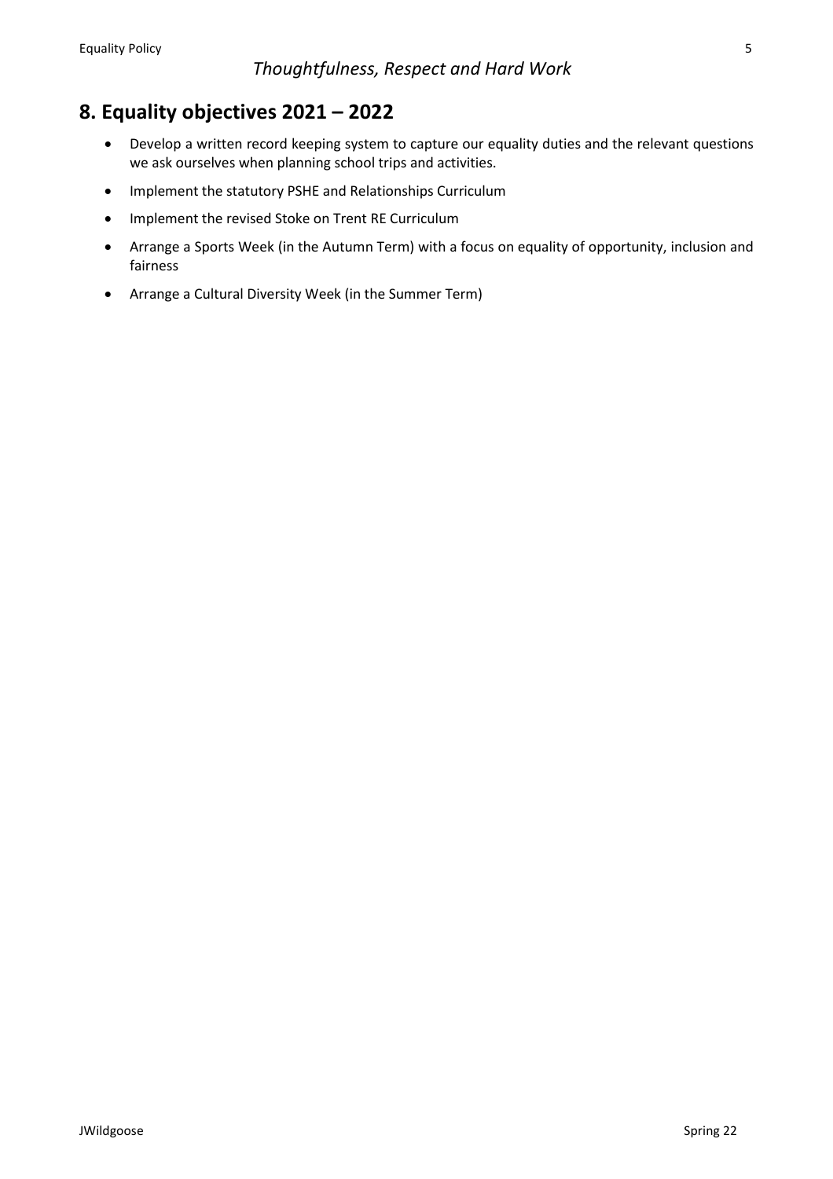## 8. Equality objectives 2021 – 2022

- Develop a written record keeping system to capture our equality duties and the relevant questions we ask ourselves when planning school trips and activities.
- Implement the statutory PSHE and Relationships Curriculum
- Implement the revised Stoke on Trent RE Curriculum
- Arrange a Sports Week (in the Autumn Term) with a focus on equality of opportunity, inclusion and fairness
- Arrange a Cultural Diversity Week (in the Summer Term)